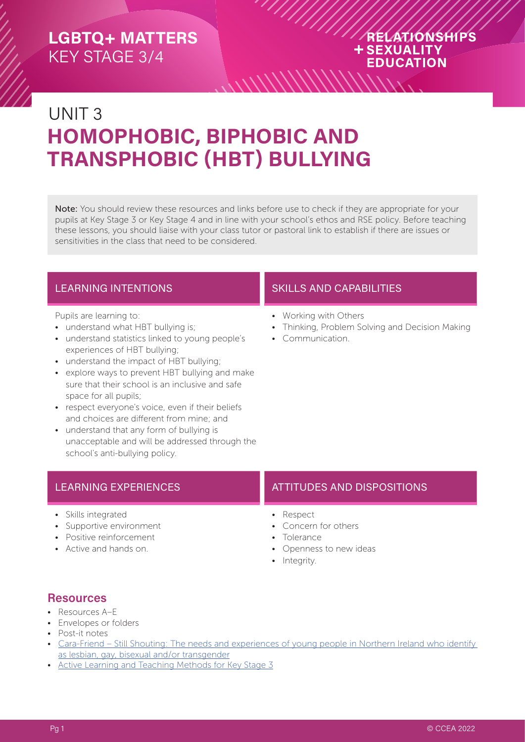LGBTQ+ MATTERS
KEY STAGE 3/4

RELATIONSHIPS + SEXUALITY EDUCATION

# UNIT 3
# HOMOPHOBIC, BIPHOBIC AND TRANSPHOBIC (HBT) BULLYING

**Note:** You should review these resources and links before use to check if they are appropriate for your pupils at Key Stage 3 or Key Stage 4 and in line with your school's ethos and RSE policy. Before teaching these lessons, you should liaise with your class tutor or pastoral link to establish if there are issues or sensitivities in the class that need to be considered.

## LEARNING INTENTIONS

Pupils are learning to:

- understand what HBT bullying is;
- understand statistics linked to young people's experiences of HBT bullying;
- understand the impact of HBT bullying;
- explore ways to prevent HBT bullying and make sure that their school is an inclusive and safe space for all pupils;
- respect everyone's voice, even if their beliefs and choices are different from mine; and
- understand that any form of bullying is unacceptable and will be addressed through the school's anti-bullying policy.

## SKILLS AND CAPABILITIES

- Working with Others
- Thinking, Problem Solving and Decision Making
- Communication.

## LEARNING EXPERIENCES

- Skills integrated
- Supportive environment
- Positive reinforcement
- Active and hands on.

## ATTITUDES AND DISPOSITIONS

- Respect
- Concern for others
- Tolerance
- Openness to new ideas
- Integrity.

## Resources

- Resources A–E
- Envelopes or folders
- Post-it notes
- Cara-Friend – Still Shouting: The needs and experiences of young people in Northern Ireland who identify as lesbian, gay, bisexual and/or transgender
- Active Learning and Teaching Methods for Key Stage 3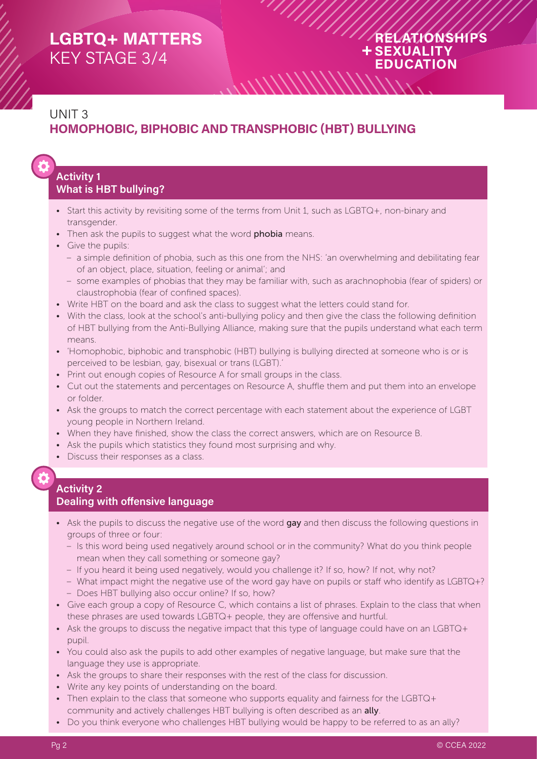# UNIT 3
## HOMOPHOBIC, BIPHOBIC AND TRANSPHOBIC (HBT) BULLYING

### Activity 1
### What is HBT bullying?

- Start this activity by revisiting some of the terms from Unit 1, such as LGBTQ+, non-binary and transgender.
- Then ask the pupils to suggest what the word **phobia** means.
- Give the pupils:
  - a simple definition of phobia, such as this one from the NHS: 'an overwhelming and debilitating fear of an object, place, situation, feeling or animal'; and
  - some examples of phobias that they may be familiar with, such as arachnophobia (fear of spiders) or claustrophobia (fear of confined spaces).
- Write HBT on the board and ask the class to suggest what the letters could stand for.
- With the class, look at the school's anti-bullying policy and then give the class the following definition of HBT bullying from the Anti-Bullying Alliance, making sure that the pupils understand what each term means.
- 'Homophobic, biphobic and transphobic (HBT) bullying is bullying directed at someone who is or is perceived to be lesbian, gay, bisexual or trans (LGBT).'
- Print out enough copies of Resource A for small groups in the class.
- Cut out the statements and percentages on Resource A, shuffle them and put them into an envelope or folder.
- Ask the groups to match the correct percentage with each statement about the experience of LGBT young people in Northern Ireland.
- When they have finished, show the class the correct answers, which are on Resource B.
- Ask the pupils which statistics they found most surprising and why.
- Discuss their responses as a class.

### Activity 2
### Dealing with offensive language

- Ask the pupils to discuss the negative use of the word **gay** and then discuss the following questions in groups of three or four:
  - Is this word being used negatively around school or in the community? What do you think people mean when they call something or someone gay?
  - If you heard it being used negatively, would you challenge it? If so, how? If not, why not?
  - What impact might the negative use of the word gay have on pupils or staff who identify as LGBTQ+?
  - Does HBT bullying also occur online? If so, how?
- Give each group a copy of Resource C, which contains a list of phrases. Explain to the class that when these phrases are used towards LGBTQ+ people, they are offensive and hurtful.
- Ask the groups to discuss the negative impact that this type of language could have on an LGBTQ+ pupil.
- You could also ask the pupils to add other examples of negative language, but make sure that the language they use is appropriate.
- Ask the groups to share their responses with the rest of the class for discussion.
- Write any key points of understanding on the board.
- Then explain to the class that someone who supports equality and fairness for the LGBTQ+ community and actively challenges HBT bullying is often described as an **ally**.
- Do you think everyone who challenges HBT bullying would be happy to be referred to as an ally?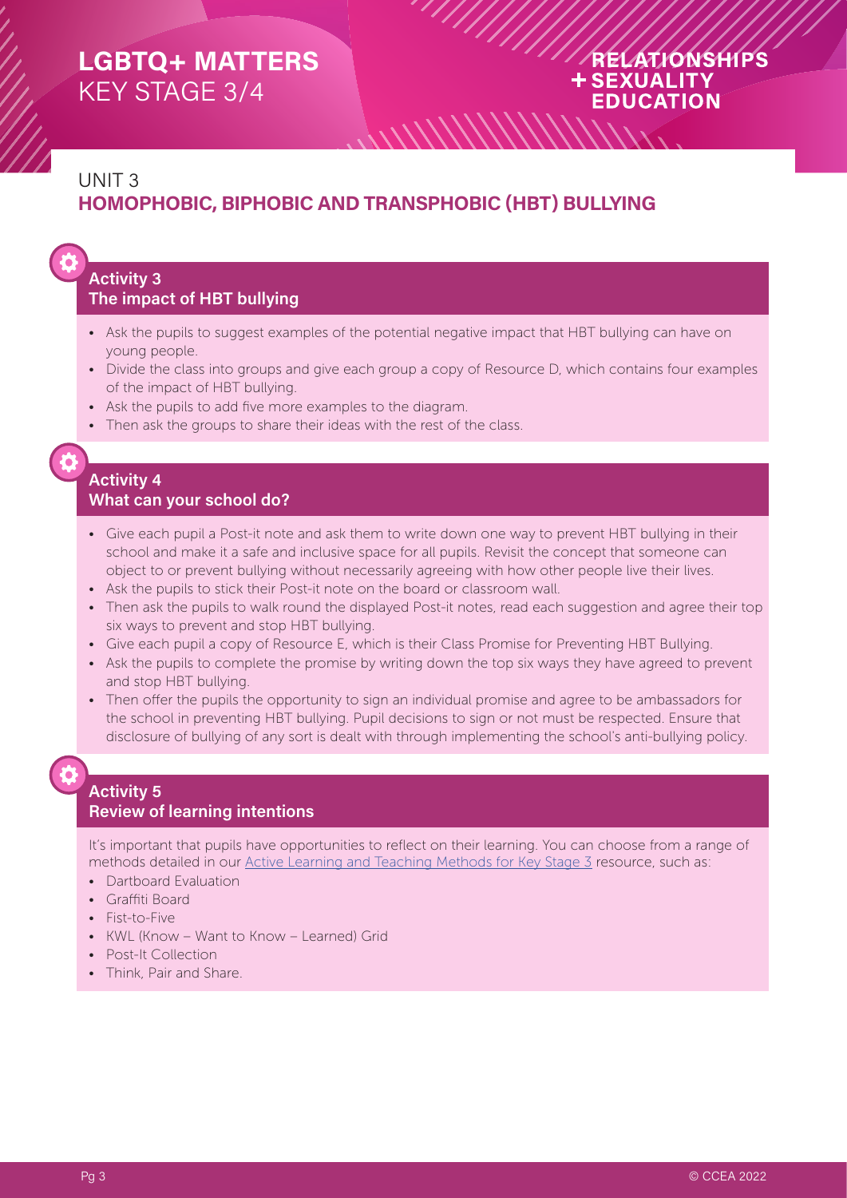# LGBTQ+ MATTERS
KEY STAGE 3/4

RELATIONSHIPS + SEXUALITY EDUCATION

## UNIT 3
## HOMOPHOBIC, BIPHOBIC AND TRANSPHOBIC (HBT) BULLYING

### Activity 3
### The impact of HBT bullying

- Ask the pupils to suggest examples of the potential negative impact that HBT bullying can have on young people.
- Divide the class into groups and give each group a copy of Resource D, which contains four examples of the impact of HBT bullying.
- Ask the pupils to add five more examples to the diagram.
- Then ask the groups to share their ideas with the rest of the class.

### Activity 4
### What can your school do?

- Give each pupil a Post-it note and ask them to write down one way to prevent HBT bullying in their school and make it a safe and inclusive space for all pupils. Revisit the concept that someone can object to or prevent bullying without necessarily agreeing with how other people live their lives.
- Ask the pupils to stick their Post-it note on the board or classroom wall.
- Then ask the pupils to walk round the displayed Post-it notes, read each suggestion and agree their top six ways to prevent and stop HBT bullying.
- Give each pupil a copy of Resource E, which is their Class Promise for Preventing HBT Bullying.
- Ask the pupils to complete the promise by writing down the top six ways they have agreed to prevent and stop HBT bullying.
- Then offer the pupils the opportunity to sign an individual promise and agree to be ambassadors for the school in preventing HBT bullying. Pupil decisions to sign or not must be respected. Ensure that disclosure of bullying of any sort is dealt with through implementing the school's anti-bullying policy.

### Activity 5
### Review of learning intentions

It's important that pupils have opportunities to reflect on their learning. You can choose from a range of methods detailed in our Active Learning and Teaching Methods for Key Stage 3 resource, such as:

- Dartboard Evaluation
- Graffiti Board
- Fist-to-Five
- KWL (Know – Want to Know – Learned) Grid
- Post-It Collection
- Think, Pair and Share.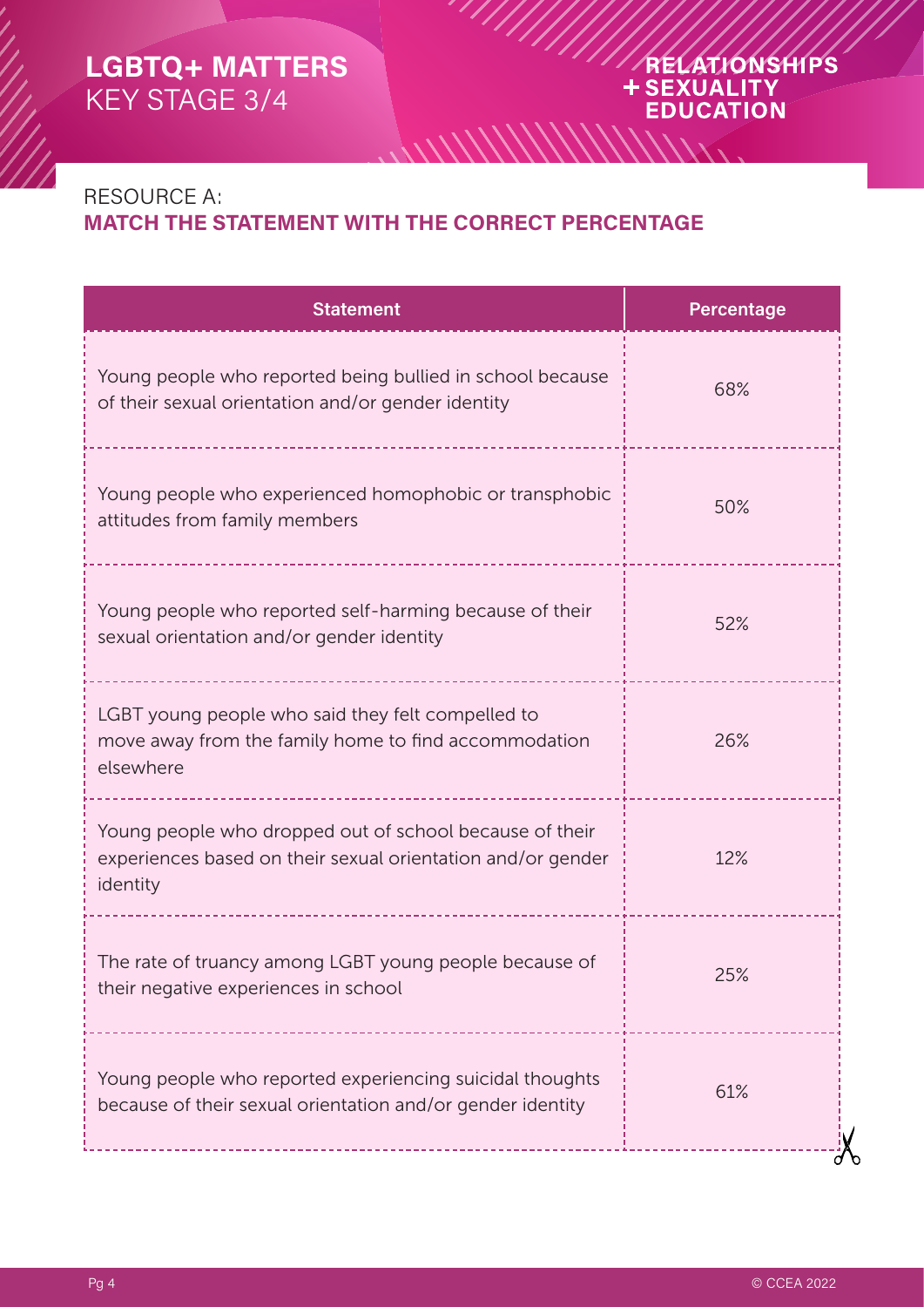RESOURCE A:
## MATCH THE STATEMENT WITH THE CORRECT PERCENTAGE

| Statement | Percentage |
|---|---|
| Young people who reported being bullied in school because of their sexual orientation and/or gender identity | 68% |
| Young people who experienced homophobic or transphobic attitudes from family members | 50% |
| Young people who reported self-harming because of their sexual orientation and/or gender identity | 52% |
| LGBT young people who said they felt compelled to move away from the family home to find accommodation elsewhere | 26% |
| Young people who dropped out of school because of their experiences based on their sexual orientation and/or gender identity | 12% |
| The rate of truancy among LGBT young people because of their negative experiences in school | 25% |
| Young people who reported experiencing suicidal thoughts because of their sexual orientation and/or gender identity | 61% |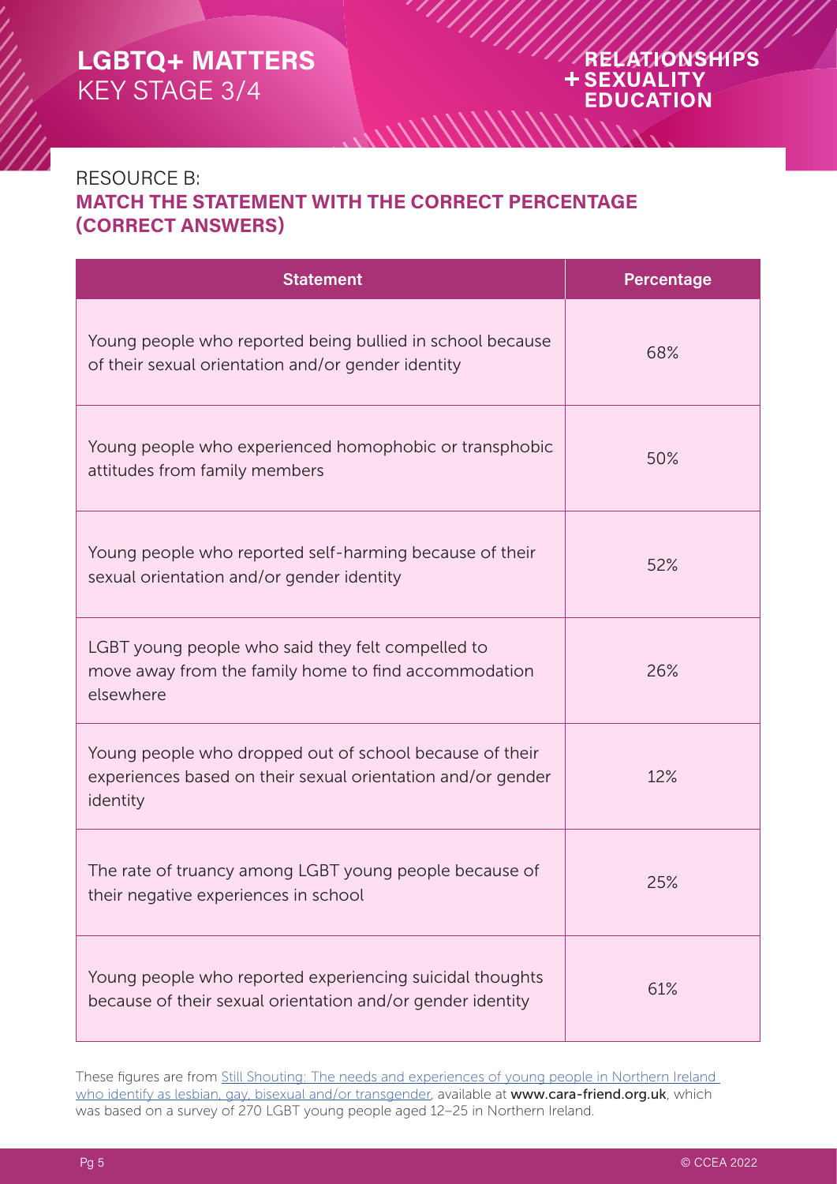## RESOURCE B:
## MATCH THE STATEMENT WITH THE CORRECT PERCENTAGE (CORRECT ANSWERS)

| Statement | Percentage |
|---|---|
| Young people who reported being bullied in school because of their sexual orientation and/or gender identity | 68% |
| Young people who experienced homophobic or transphobic attitudes from family members | 50% |
| Young people who reported self-harming because of their sexual orientation and/or gender identity | 52% |
| LGBT young people who said they felt compelled to move away from the family home to find accommodation elsewhere | 26% |
| Young people who dropped out of school because of their experiences based on their sexual orientation and/or gender identity | 12% |
| The rate of truancy among LGBT young people because of their negative experiences in school | 25% |
| Young people who reported experiencing suicidal thoughts because of their sexual orientation and/or gender identity | 61% |

These figures are from Still Shouting: The needs and experiences of young people in Northern Ireland who identify as lesbian, gay, bisexual and/or transgender, available at **www.cara-friend.org.uk**, which was based on a survey of 270 LGBT young people aged 12–25 in Northern Ireland.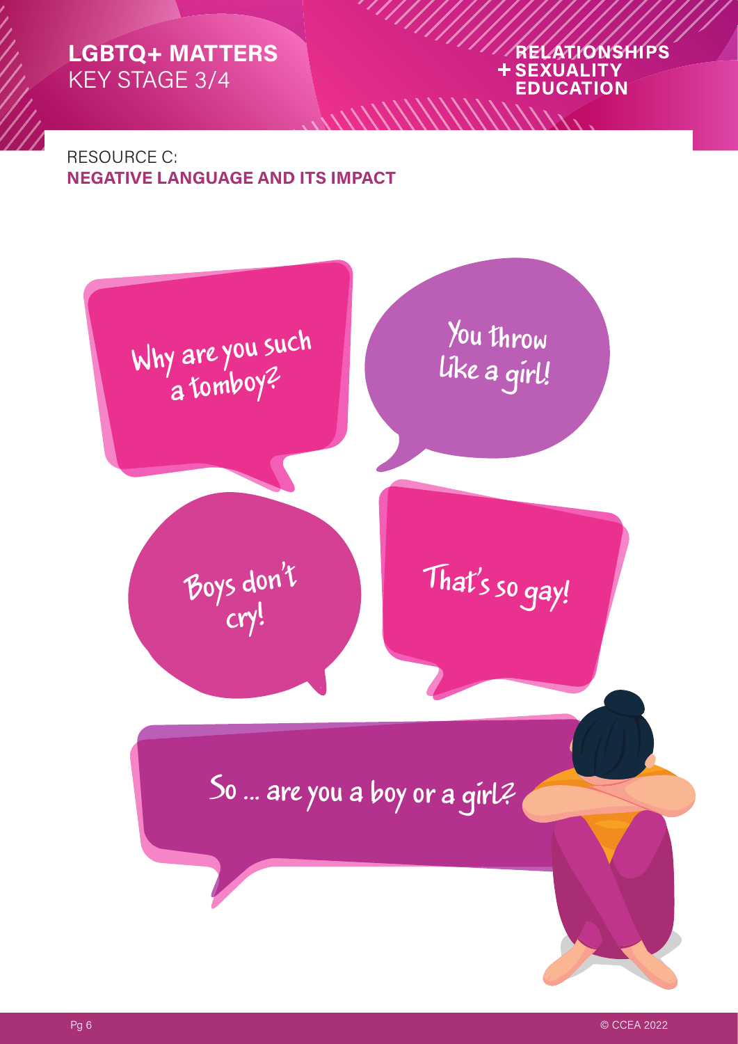RESOURCE C:
## NEGATIVE LANGUAGE AND ITS IMPACT

Why are you such a tomboy?

You throw like a girl!

Boys don't cry!

That's so gay!

So ... are you a boy or a girl?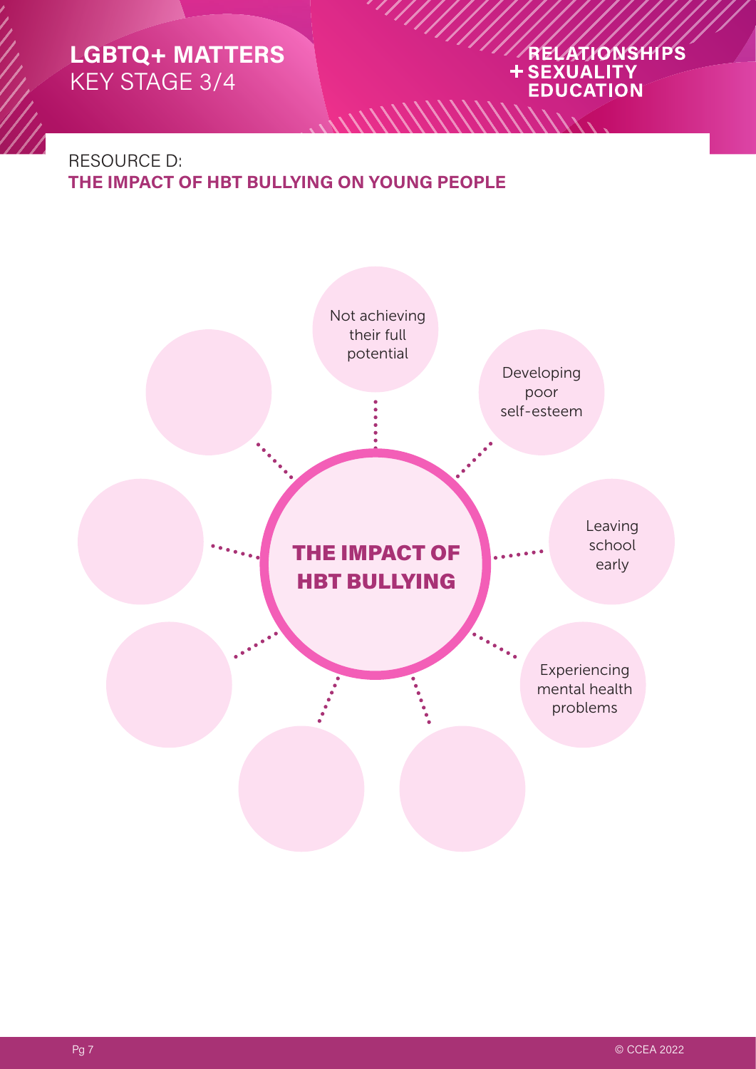RESOURCE D:

## THE IMPACT OF HBT BULLYING ON YOUNG PEOPLE

**THE IMPACT OF HBT BULLYING**

- Not achieving their full potential
- Developing poor self-esteem
- Leaving school early
- Experiencing mental health problems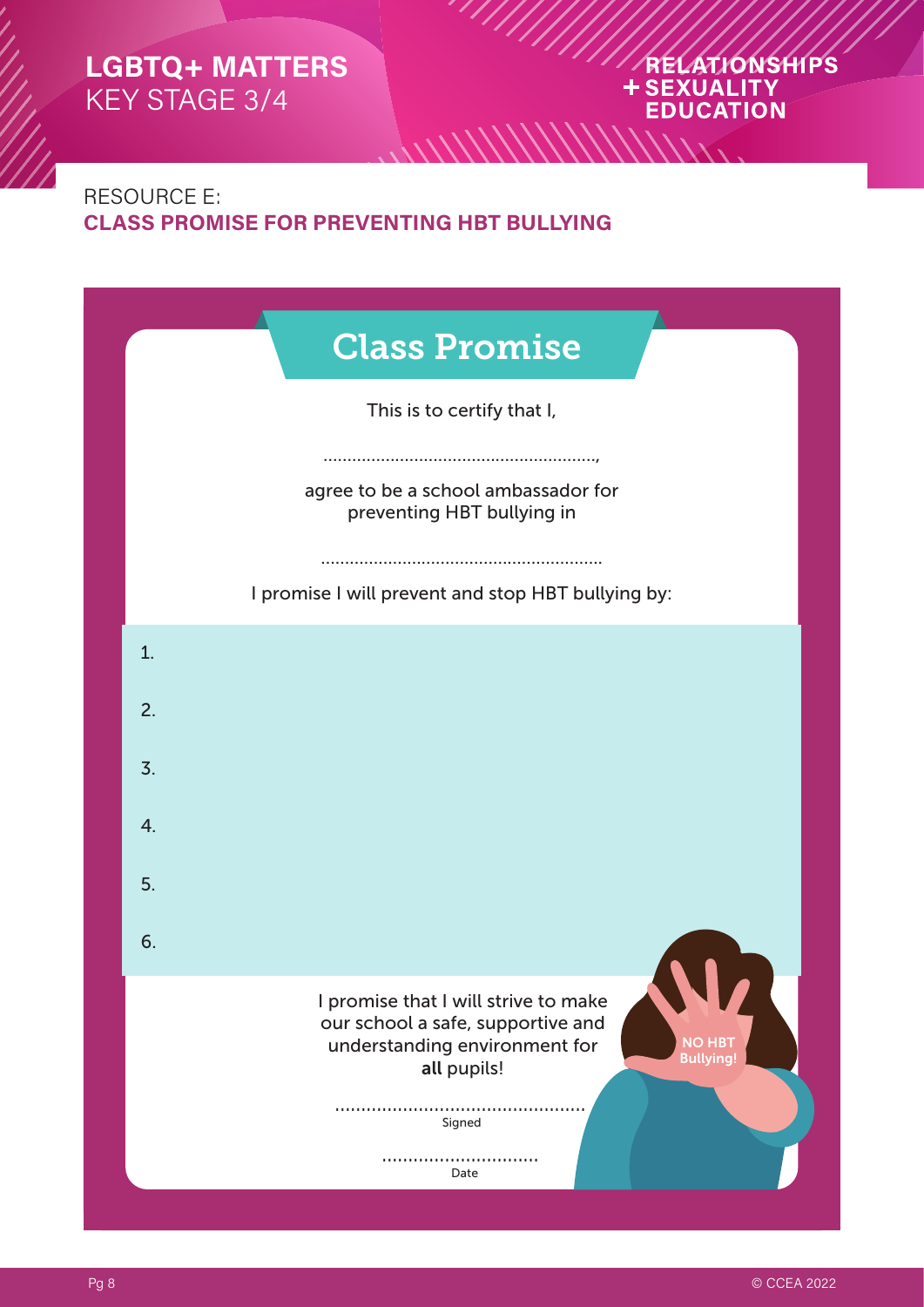# RESOURCE E:
## CLASS PROMISE FOR PREVENTING HBT BULLYING

### Class Promise

This is to certify that I,

.........................................................,

agree to be a school ambassador for preventing HBT bullying in

..........................................................

I promise I will prevent and stop HBT bullying by:

1.

2.

3.

4.

5.

6.

I promise that I will strive to make our school a safe, supportive and understanding environment for **all** pupils!

NO HBT Bullying!

................................................
Signed

..............................
Date